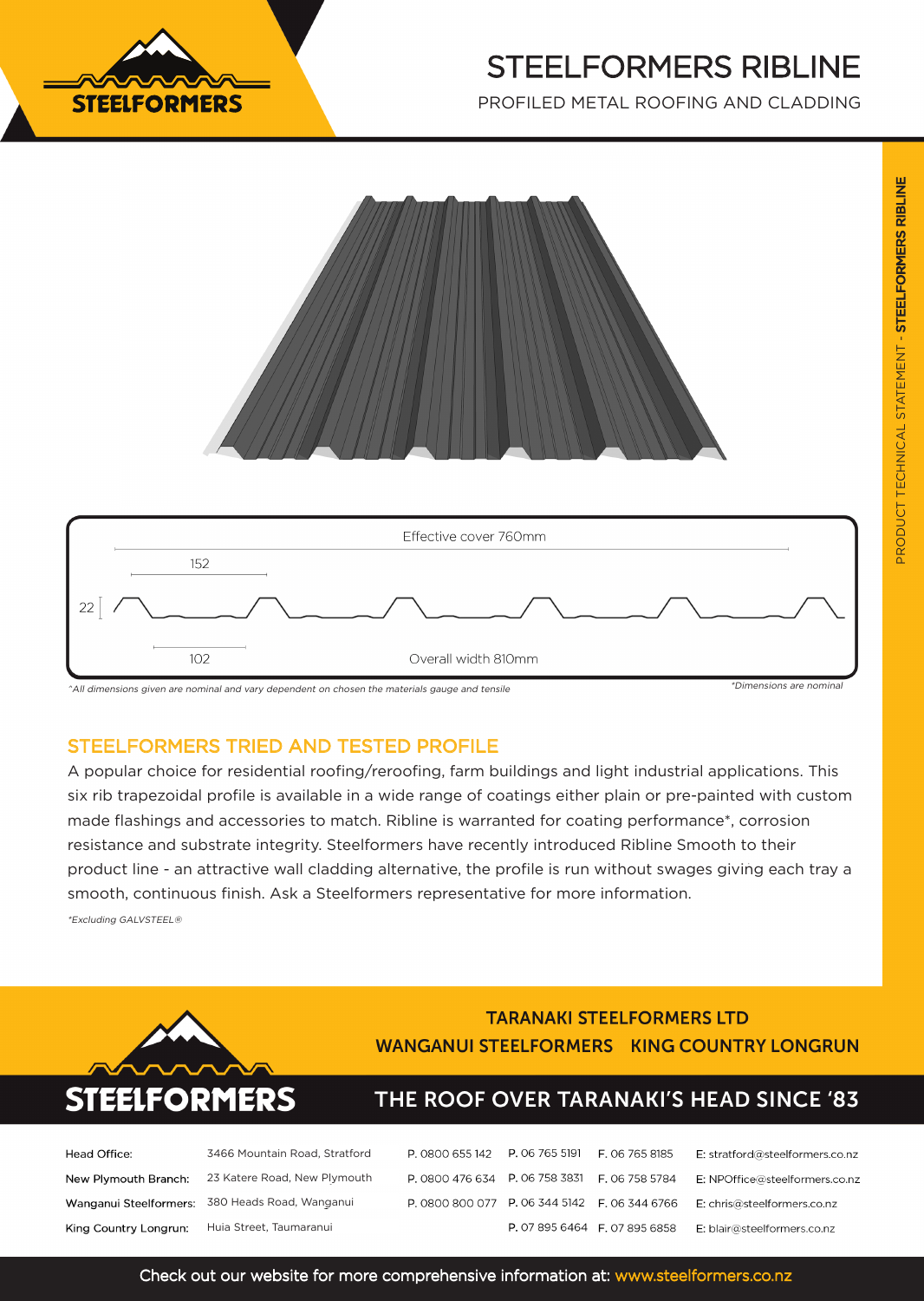# STEELFORMERS RIBLINE

PROFILED METAL ROOFING AND CLADDING

PRODUCT TECHNICAL STATEMENT - **STEELFORMERS RIBLINE**

Effective cover 760mm

152

22

102

Overall width 810mm

*^All dimensions given are nominal and vary dependent on chosen the materials gauge and tensile*

*\*Dimensions are nominal*

## STEELFORMERS TRIED AND TESTED PROFILE

A popular choice for residential roofing/reroofing, farm buildings and light industrial applications. This six rib trapezoidal profile is available in a wide range of coatings either plain or pre-painted with custom made flashings and accessories to match. Ribline is warranted for coating performance*, corrosion resistance and substrate integrity. Steelformers have recently introduced Ribline Smooth to their product line - an attractive wall cladding alternative, the profile is run without swages giving each tray a smooth, continuous finish. Ask a Steelformers representative for more information.

*\*Excluding GALVSTEEL®*

**STEELFORMERS**

**TARANAKI STEELFORMERS LTD**
**WANGANUI STEELFORMERS KING COUNTRY LONGRUN**

**THE ROOF OVER TARANAKI'S HEAD SINCE '83**

| | | | | | |
|---|---|---|---|---|---|
| Head Office: | 3466 Mountain Road, Stratford | P. 0800 655 142 | P. 06 765 5191 | F. 06 765 8185 | E: stratford@steelformers.co.nz |
| New Plymouth Branch: | 23 Katere Road, New Plymouth | P. 0800 476 634 | P. 06 758 3831 | F. 06 758 5784 | E: NPOffice@steelformers.co.nz |
| Wanganui Steelformers: | 380 Heads Road, Wanganui | P. 0800 800 077 | P. 06 344 5142 | F. 06 344 6766 | E: chris@steelformers.co.nz |
| King Country Longrun: | Huia Street, Taumaranui | | P. 07 895 6464 | F. 07 895 6858 | E: blair@steelformers.co.nz |

Check out our website for more comprehensive information at: www.steelformers.co.nz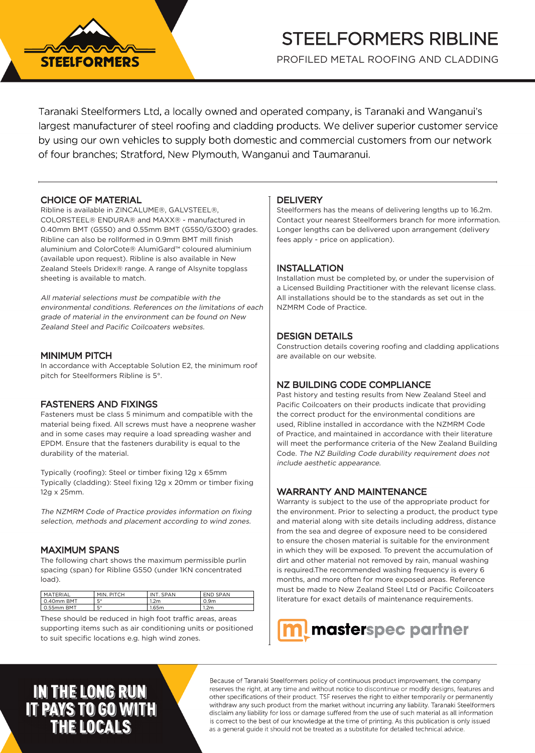# STEELFORMERS RIBLINE

PROFILED METAL ROOFING AND CLADDING

Taranaki Steelformers Ltd, a locally owned and operated company, is Taranaki and Wanganui's largest manufacturer of steel roofing and cladding products. We deliver superior customer service by using our own vehicles to supply both domestic and commercial customers from our network of four branches; Stratford, New Plymouth, Wanganui and Taumaranui.

## CHOICE OF MATERIAL

Ribline is available in ZINCALUME®, GALVSTEEL®, COLORSTEEL® ENDURA® and MAXX® - manufactured in 0.40mm BMT (G550) and 0.55mm BMT (G550/G300) grades. Ribline can also be rollformed in 0.9mm BMT mill finish aluminium and ColorCote® AlumiGard™ coloured aluminium (available upon request). Ribline is also available in New Zealand Steels Dridex® range. A range of Alsynite topglass sheeting is available to match.

*All material selections must be compatible with the environmental conditions. References on the limitations of each grade of material in the environment can be found on New Zealand Steel and Pacific Coilcoaters websites.*

## MINIMUM PITCH

In accordance with Acceptable Solution E2, the minimum roof pitch for Steelformers Ribline is 5°.

## FASTENERS AND FIXINGS

Fasteners must be class 5 minimum and compatible with the material being fixed. All screws must have a neoprene washer and in some cases may require a load spreading washer and EPDM. Ensure that the fasteners durability is equal to the durability of the material.

Typically (roofing): Steel or timber fixing 12g x 65mm
Typically (cladding): Steel fixing 12g x 20mm or timber fixing 12g x 25mm.

*The NZMRM Code of Practice provides information on fixing selection, methods and placement according to wind zones.*

## MAXIMUM SPANS

The following chart shows the maximum permissible purlin spacing (span) for Ribline G550 (under 1KN concentrated load).

| MATERIAL | MIN. PITCH | INT. SPAN | END SPAN |
|---|---|---|---|
| 0.40mm BMT | 5° | 1.2m | 0.9m |
| 0.55mm BMT | 5° | 1.65m | 1.2m |

These should be reduced in high foot traffic areas, areas supporting items such as air conditioning units or positioned to suit specific locations e.g. high wind zones.

## DELIVERY

Steelformers has the means of delivering lengths up to 16.2m. Contact your nearest Steelformers branch for more information. Longer lengths can be delivered upon arrangement (delivery fees apply - price on application).

## INSTALLATION

Installation must be completed by, or under the supervision of a Licensed Building Practitioner with the relevant license class. All installations should be to the standards as set out in the NZMRM Code of Practice.

## DESIGN DETAILS

Construction details covering roofing and cladding applications are available on our website.

## NZ BUILDING CODE COMPLIANCE

Past history and testing results from New Zealand Steel and Pacific Coilcoaters on their products indicate that providing the correct product for the environmental conditions are used, Ribline installed in accordance with the NZMRM Code of Practice, and maintained in accordance with their literature will meet the performance criteria of the New Zealand Building Code. *The NZ Building Code durability requirement does not include aesthetic appearance.*

## WARRANTY AND MAINTENANCE

Warranty is subject to the use of the appropriate product for the environment. Prior to selecting a product, the product type and material along with site details including address, distance from the sea and degree of exposure need to be considered to ensure the chosen material is suitable for the environment in which they will be exposed. To prevent the accumulation of dirt and other material not removed by rain, manual washing is required.The recommended washing frequency is every 6 months, and more often for more exposed areas. Reference must be made to New Zealand Steel Ltd or Pacific Coilcoaters literature for exact details of maintenance requirements.

masterspec partner

IN THE LONG RUN IT PAYS TO GO WITH THE LOCALS

Because of Taranaki Steelformers policy of continuous product improvement, the company reserves the right, at any time and without notice to discontinue or modify designs, features and other specifications of their product. TSF reserves the right to either temporarily or permanently withdraw any such product from the market without incurring any liability. Taranaki Steelformers disclaim any liability for loss or damage suffered from the use of such material as all information is correct to the best of our knowledge at the time of printing. As this publication is only issued as a general guide it should not be treated as a substitute for detailed technical advice.